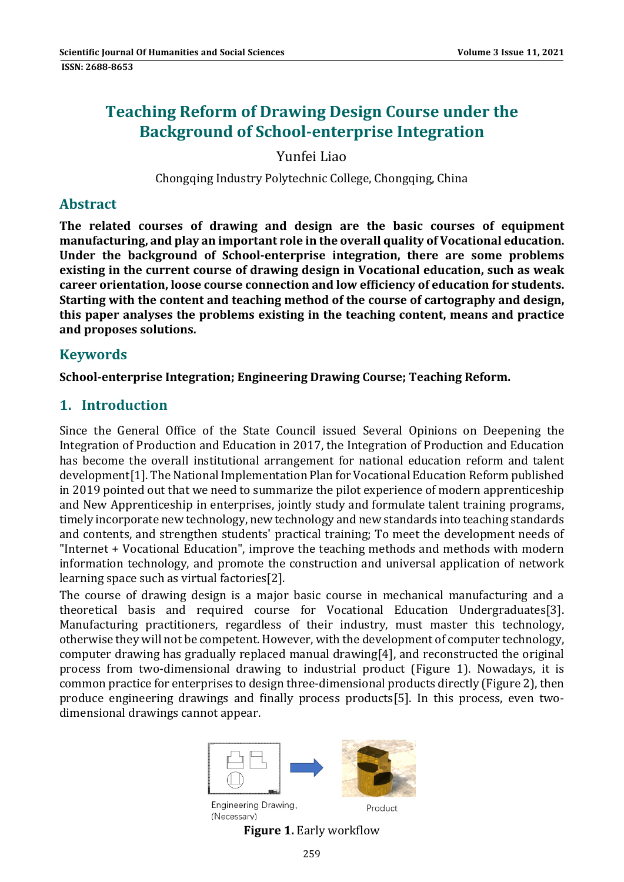# Teaching Reform of Drawing Design Course under the Background of School-enterprise Integration

Yunfei Liao

Chongqing Industry Polytechnic College, Chongqing, China

## Abstract

**The related courses of drawing and design are the basic courses of equipment manufacturing, and play an important role in the overall quality of Vocational education. Under the background of School-enterprise integration, there are some problems existing in the current course of drawing design in Vocational education, such as weak career orientation, loose course connection and low efficiency of education for students. Starting with the content and teaching method of the course of cartography and design, this paper analyses the problems existing in the teaching content, means and practice and proposes solutions.**

## Keywords

**School-enterprise Integration; Engineering Drawing Course; Teaching Reform.**

## 1. Introduction

Since the General Office of the State Council issued Several Opinions on Deepening the Integration of Production and Education in 2017, the Integration of Production and Education has become the overall institutional arrangement for national education reform and talent development[1]. The National Implementation Plan for Vocational Education Reform published in 2019 pointed out that we need to summarize the pilot experience of modern apprenticeship and New Apprenticeship in enterprises, jointly study and formulate talent training programs, timely incorporate new technology, new technology and new standards into teaching standards and contents, and strengthen students' practical training; To meet the development needs of "Internet + Vocational Education", improve the teaching methods and methods with modern information technology, and promote the construction and universal application of network learning space such as virtual factories[2].

The course of drawing design is a major basic course in mechanical manufacturing and a theoretical basis and required course for Vocational Education Undergraduates[3]. Manufacturing practitioners, regardless of their industry, must master this technology, otherwise they will not be competent. However, with the development of computer technology, computer drawing has gradually replaced manual drawing[4], and reconstructed the original process from two-dimensional drawing to industrial product (Figure 1). Nowadays, it is common practice for enterprises to design three-dimensional products directly (Figure 2), then produce engineering drawings and finally process products[5]. In this process, even two-dimensional drawings cannot appear.

Engineering Drawing, (Necessary) Product

**Figure 1.** Early workflow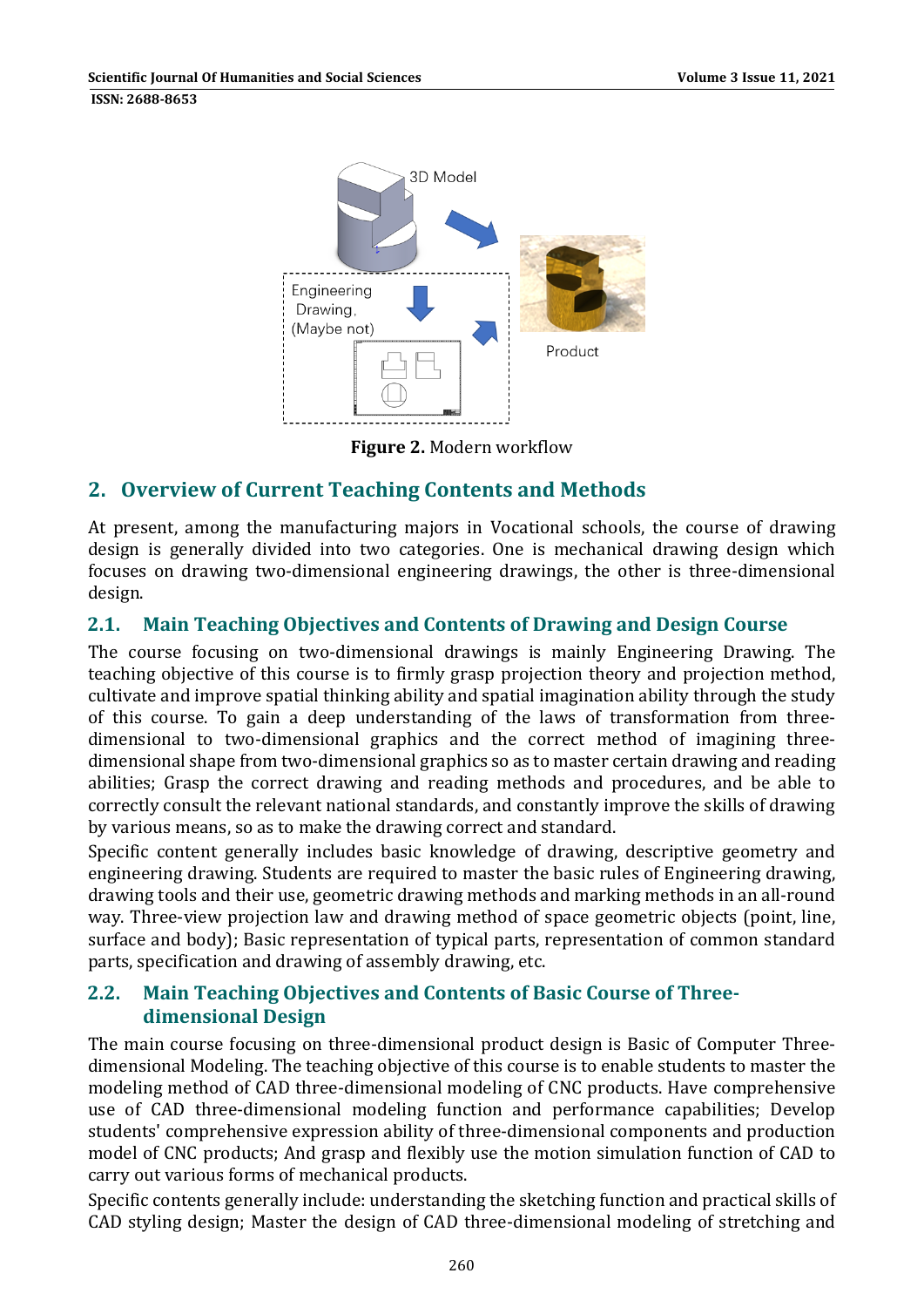**Figure 2.** Modern workflow

## 2. Overview of Current Teaching Contents and Methods

At present, among the manufacturing majors in Vocational schools, the course of drawing design is generally divided into two categories. One is mechanical drawing design which focuses on drawing two-dimensional engineering drawings, the other is three-dimensional design.

### 2.1. Main Teaching Objectives and Contents of Drawing and Design Course

The course focusing on two-dimensional drawings is mainly Engineering Drawing. The teaching objective of this course is to firmly grasp projection theory and projection method, cultivate and improve spatial thinking ability and spatial imagination ability through the study of this course. To gain a deep understanding of the laws of transformation from three-dimensional to two-dimensional graphics and the correct method of imagining three-dimensional shape from two-dimensional graphics so as to master certain drawing and reading abilities; Grasp the correct drawing and reading methods and procedures, and be able to correctly consult the relevant national standards, and constantly improve the skills of drawing by various means, so as to make the drawing correct and standard.

Specific content generally includes basic knowledge of drawing, descriptive geometry and engineering drawing. Students are required to master the basic rules of Engineering drawing, drawing tools and their use, geometric drawing methods and marking methods in an all-round way. Three-view projection law and drawing method of space geometric objects (point, line, surface and body); Basic representation of typical parts, representation of common standard parts, specification and drawing of assembly drawing, etc.

### 2.2. Main Teaching Objectives and Contents of Basic Course of Three-dimensional Design

The main course focusing on three-dimensional product design is Basic of Computer Three-dimensional Modeling. The teaching objective of this course is to enable students to master the modeling method of CAD three-dimensional modeling of CNC products. Have comprehensive use of CAD three-dimensional modeling function and performance capabilities; Develop students' comprehensive expression ability of three-dimensional components and production model of CNC products; And grasp and flexibly use the motion simulation function of CAD to carry out various forms of mechanical products.

Specific contents generally include: understanding the sketching function and practical skills of CAD styling design; Master the design of CAD three-dimensional modeling of stretching and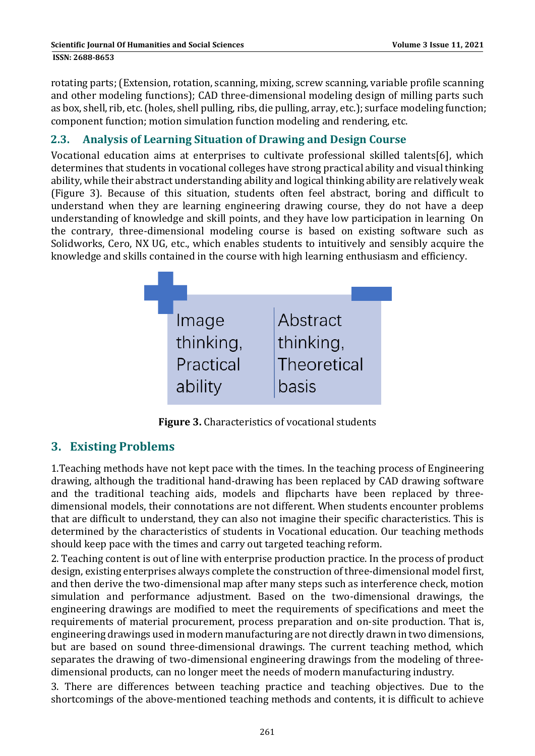rotating parts; (Extension, rotation, scanning, mixing, screw scanning, variable profile scanning and other modeling functions); CAD three-dimensional modeling design of milling parts such as box, shell, rib, etc. (holes, shell pulling, ribs, die pulling, array, etc.); surface modeling function; component function; motion simulation function modeling and rendering, etc.

## 2.3. Analysis of Learning Situation of Drawing and Design Course

Vocational education aims at enterprises to cultivate professional skilled talents[6], which determines that students in vocational colleges have strong practical ability and visual thinking ability, while their abstract understanding ability and logical thinking ability are relatively weak (Figure 3). Because of this situation, students often feel abstract, boring and difficult to understand when they are learning engineering drawing course, they do not have a deep understanding of knowledge and skill points, and they have low participation in learning On the contrary, three-dimensional modeling course is based on existing software such as Solidworks, Cero, NX UG, etc., which enables students to intuitively and sensibly acquire the knowledge and skills contained in the course with high learning enthusiasm and efficiency.

| Image thinking, Practical ability | Abstract thinking, Theoretical basis |
|---|---|

**Figure 3.** Characteristics of vocational students

# 3. Existing Problems

1.Teaching methods have not kept pace with the times. In the teaching process of Engineering drawing, although the traditional hand-drawing has been replaced by CAD drawing software and the traditional teaching aids, models and flipcharts have been replaced by three-dimensional models, their connotations are not different. When students encounter problems that are difficult to understand, they can also not imagine their specific characteristics. This is determined by the characteristics of students in Vocational education. Our teaching methods should keep pace with the times and carry out targeted teaching reform.

2. Teaching content is out of line with enterprise production practice. In the process of product design, existing enterprises always complete the construction of three-dimensional model first, and then derive the two-dimensional map after many steps such as interference check, motion simulation and performance adjustment. Based on the two-dimensional drawings, the engineering drawings are modified to meet the requirements of specifications and meet the requirements of material procurement, process preparation and on-site production. That is, engineering drawings used in modern manufacturing are not directly drawn in two dimensions, but are based on sound three-dimensional drawings. The current teaching method, which separates the drawing of two-dimensional engineering drawings from the modeling of three-dimensional products, can no longer meet the needs of modern manufacturing industry.

3. There are differences between teaching practice and teaching objectives. Due to the shortcomings of the above-mentioned teaching methods and contents, it is difficult to achieve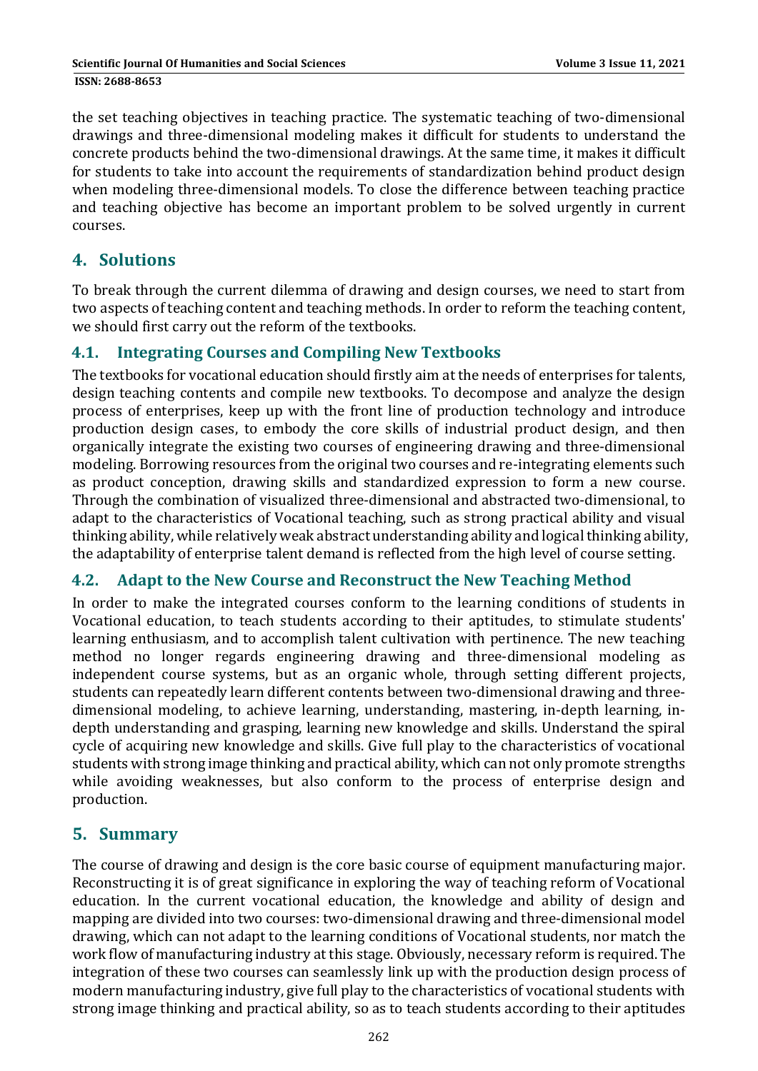the set teaching objectives in teaching practice. The systematic teaching of two-dimensional drawings and three-dimensional modeling makes it difficult for students to understand the concrete products behind the two-dimensional drawings. At the same time, it makes it difficult for students to take into account the requirements of standardization behind product design when modeling three-dimensional models. To close the difference between teaching practice and teaching objective has become an important problem to be solved urgently in current courses.

## 4. Solutions

To break through the current dilemma of drawing and design courses, we need to start from two aspects of teaching content and teaching methods. In order to reform the teaching content, we should first carry out the reform of the textbooks.

### 4.1. Integrating Courses and Compiling New Textbooks

The textbooks for vocational education should firstly aim at the needs of enterprises for talents, design teaching contents and compile new textbooks. To decompose and analyze the design process of enterprises, keep up with the front line of production technology and introduce production design cases, to embody the core skills of industrial product design, and then organically integrate the existing two courses of engineering drawing and three-dimensional modeling. Borrowing resources from the original two courses and re-integrating elements such as product conception, drawing skills and standardized expression to form a new course. Through the combination of visualized three-dimensional and abstracted two-dimensional, to adapt to the characteristics of Vocational teaching, such as strong practical ability and visual thinking ability, while relatively weak abstract understanding ability and logical thinking ability, the adaptability of enterprise talent demand is reflected from the high level of course setting.

### 4.2. Adapt to the New Course and Reconstruct the New Teaching Method

In order to make the integrated courses conform to the learning conditions of students in Vocational education, to teach students according to their aptitudes, to stimulate students' learning enthusiasm, and to accomplish talent cultivation with pertinence. The new teaching method no longer regards engineering drawing and three-dimensional modeling as independent course systems, but as an organic whole, through setting different projects, students can repeatedly learn different contents between two-dimensional drawing and three-dimensional modeling, to achieve learning, understanding, mastering, in-depth learning, in-depth understanding and grasping, learning new knowledge and skills. Understand the spiral cycle of acquiring new knowledge and skills. Give full play to the characteristics of vocational students with strong image thinking and practical ability, which can not only promote strengths while avoiding weaknesses, but also conform to the process of enterprise design and production.

## 5. Summary

The course of drawing and design is the core basic course of equipment manufacturing major. Reconstructing it is of great significance in exploring the way of teaching reform of Vocational education. In the current vocational education, the knowledge and ability of design and mapping are divided into two courses: two-dimensional drawing and three-dimensional model drawing, which can not adapt to the learning conditions of Vocational students, nor match the work flow of manufacturing industry at this stage. Obviously, necessary reform is required. The integration of these two courses can seamlessly link up with the production design process of modern manufacturing industry, give full play to the characteristics of vocational students with strong image thinking and practical ability, so as to teach students according to their aptitudes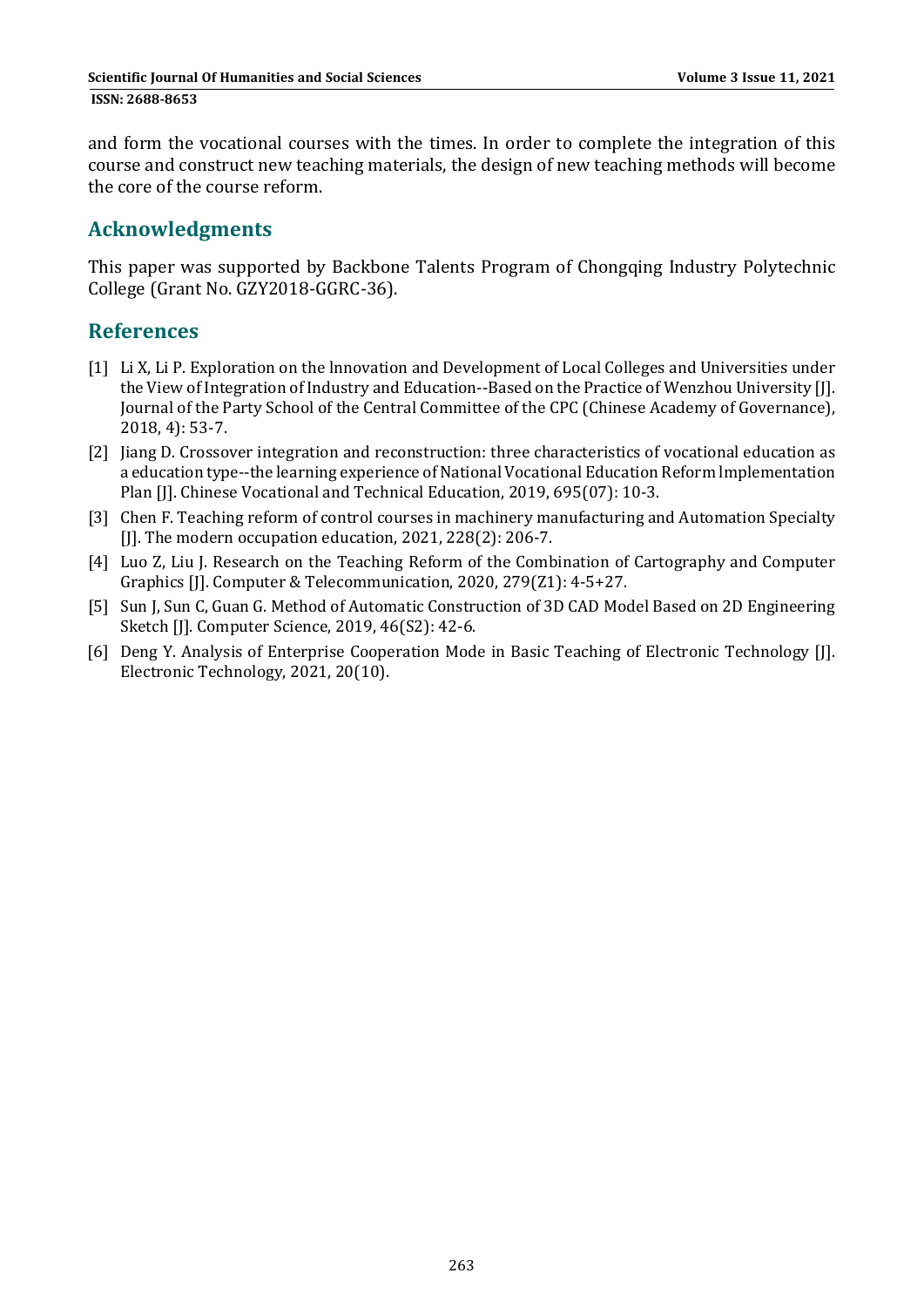and form the vocational courses with the times. In order to complete the integration of this course and construct new teaching materials, the design of new teaching methods will become the core of the course reform.

## Acknowledgments

This paper was supported by Backbone Talents Program of Chongqing Industry Polytechnic College (Grant No. GZY2018-GGRC-36).

## References

[1] Li X, Li P. Exploration on the lnnovation and Development of Local Colleges and Universities under the View of Integration of Industry and Education--Based on the Practice of Wenzhou University [J]. Journal of the Party School of the Central Committee of the CPC (Chinese Academy of Governance), 2018, 4): 53-7.

[2] Jiang D. Crossover integration and reconstruction: three characteristics of vocational education as a education type--the learning experience of National Vocational Education Reform lmplementation Plan [J]. Chinese Vocational and Technical Education, 2019, 695(07): 10-3.

[3] Chen F. Teaching reform of control courses in machinery manufacturing and Automation Specialty [J]. The modern occupation education, 2021, 228(2): 206-7.

[4] Luo Z, Liu J. Research on the Teaching Reform of the Combination of Cartography and Computer Graphics [J]. Computer & Telecommunication, 2020, 279(Z1): 4-5+27.

[5] Sun J, Sun C, Guan G. Method of Automatic Construction of 3D CAD Model Based on 2D Engineering Sketch [J]. Computer Science, 2019, 46(S2): 42-6.

[6] Deng Y. Analysis of Enterprise Cooperation Mode in Basic Teaching of Electronic Technology [J]. Electronic Technology, 2021, 20(10).